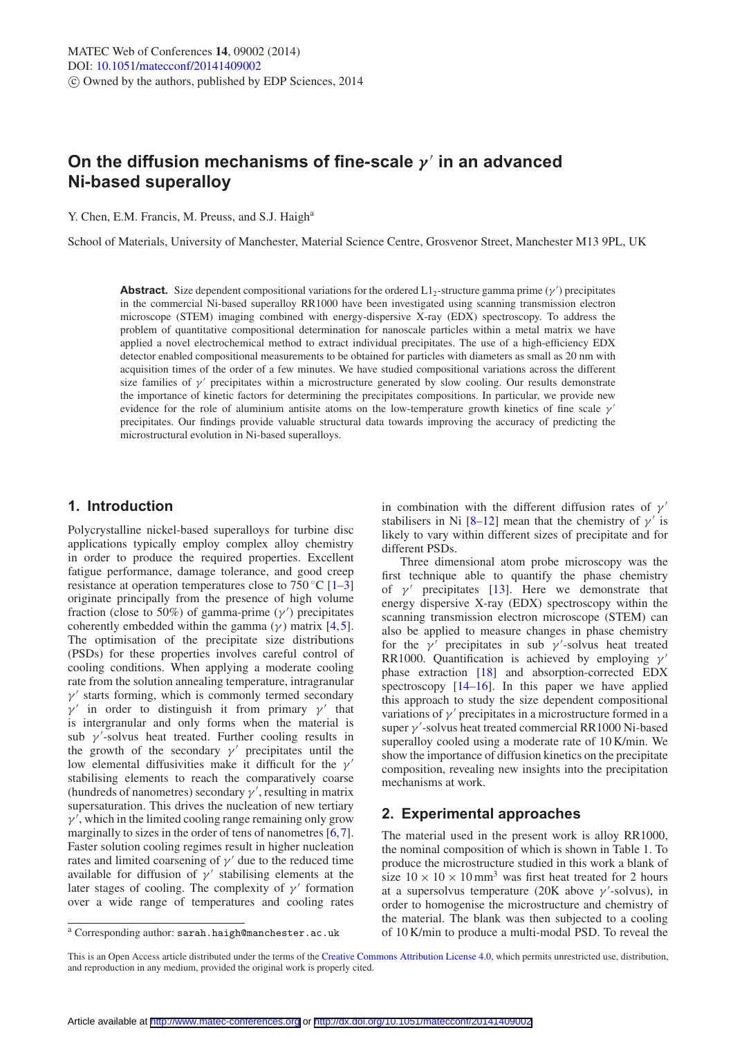# On the diffusion mechanisms of fine-scale $\gamma'$ in an advanced Ni-based superalloy

Y. Chen, E.M. Francis, M. Preuss, and S.J. Haigh[a]

School of Materials, University of Manchester, Material Science Centre, Grosvenor Street, Manchester M13 9PL, UK

**Abstract.** Size dependent compositional variations for the ordered $L1_2$-structure gamma prime ($\gamma'$) precipitates in the commercial Ni-based superalloy RR1000 have been investigated using scanning transmission electron microscope (STEM) imaging combined with energy-dispersive X-ray (EDX) spectroscopy. To address the problem of quantitative compositional determination for nanoscale particles within a metal matrix we have applied a novel electrochemical method to extract individual precipitates. The use of a high-efficiency EDX detector enabled compositional measurements to be obtained for particles with diameters as small as 20 nm with acquisition times of the order of a few minutes. We have studied compositional variations across the different size families of $\gamma'$ precipitates within a microstructure generated by slow cooling. Our results demonstrate the importance of kinetic factors for determining the precipitates compositions. In particular, we provide new evidence for the role of aluminium antisite atoms on the low-temperature growth kinetics of fine scale $\gamma'$ precipitates. Our findings provide valuable structural data towards improving the accuracy of predicting the microstructural evolution in Ni-based superalloys.

## 1. Introduction

Polycrystalline nickel-based superalloys for turbine disc applications typically employ complex alloy chemistry in order to produce the required properties. Excellent fatigue performance, damage tolerance, and good creep resistance at operation temperatures close to 750 °C [1–3] originate principally from the presence of high volume fraction (close to 50%) of gamma-prime ($\gamma'$) precipitates coherently embedded within the gamma ($\gamma$) matrix [4,5]. The optimisation of the precipitate size distributions (PSDs) for these properties involves careful control of cooling conditions. When applying a moderate cooling rate from the solution annealing temperature, intragranular $\gamma'$ starts forming, which is commonly termed secondary $\gamma'$ in order to distinguish it from primary $\gamma'$ that is intergranular and only forms when the material is sub $\gamma'$-solvus heat treated. Further cooling results in the growth of the secondary $\gamma'$ precipitates until the low elemental diffusivities make it difficult for the $\gamma'$ stabilising elements to reach the comparatively coarse (hundreds of nanometres) secondary $\gamma'$, resulting in matrix supersaturation. This drives the nucleation of new tertiary $\gamma'$, which in the limited cooling range remaining only grow marginally to sizes in the order of tens of nanometres [6,7]. Faster solution cooling regimes result in higher nucleation rates and limited coarsening of $\gamma'$ due to the reduced time available for diffusion of $\gamma'$ stabilising elements at the later stages of cooling. The complexity of $\gamma'$ formation over a wide range of temperatures and cooling rates in combination with the different diffusion rates of $\gamma'$ stabilisers in Ni [8–12] mean that the chemistry of $\gamma'$ is likely to vary within different sizes of precipitate and for different PSDs.

Three dimensional atom probe microscopy was the first technique able to quantify the phase chemistry of $\gamma'$ precipitates [13]. Here we demonstrate that energy dispersive X-ray (EDX) spectroscopy within the scanning transmission electron microscope (STEM) can also be applied to measure changes in phase chemistry for the $\gamma'$ precipitates in sub $\gamma'$-solvus heat treated RR1000. Quantification is achieved by employing $\gamma'$ phase extraction [18] and absorption-corrected EDX spectroscopy [14–16]. In this paper we have applied this approach to study the size dependent compositional variations of $\gamma'$ precipitates in a microstructure formed in a super $\gamma'$-solvus heat treated commercial RR1000 Ni-based superalloy cooled using a moderate rate of 10 K/min. We show the importance of diffusion kinetics for the precipitate composition, revealing new insights into the precipitation mechanisms at work.

## 2. Experimental approaches

The material used in the present work is alloy RR1000, the nominal composition of which is shown in Table 1. To produce the microstructure studied in this work a blank of size $10 \times 10 \times 10\,\text{mm}^3$ was first heat treated for 2 hours at a supersolvus temperature (20K above $\gamma'$-solvus), in order to homogenise the microstructure and chemistry of the material. The blank was then subjected to a cooling of 10 K/min to produce a multi-modal PSD. To reveal the

[a] Corresponding author: sarah.haigh@manchester.ac.uk

This is an Open Access article distributed under the terms of the Creative Commons Attribution License 4.0, which permits unrestricted use, distribution, and reproduction in any medium, provided the original work is properly cited.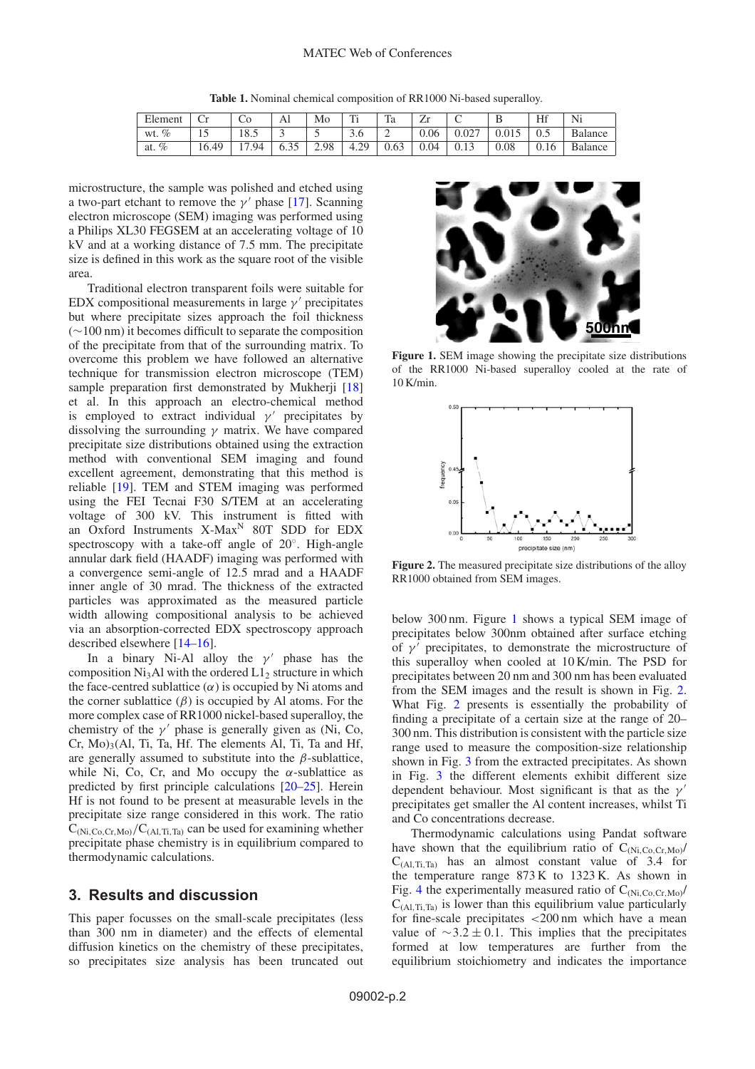**Table 1.** Nominal chemical composition of RR1000 Ni-based superalloy.

| Element | Cr | Co | Al | Mo | Ti | Ta | Zr | C | B | Hf | Ni |
|---|---|---|---|---|---|---|---|---|---|---|---|
| wt. % | 15 | 18.5 | 3 | 5 | 3.6 | 2 | 0.06 | 0.027 | 0.015 | 0.5 | Balance |
| at. % | 16.49 | 17.94 | 6.35 | 2.98 | 4.29 | 0.63 | 0.04 | 0.13 | 0.08 | 0.16 | Balance |

microstructure, the sample was polished and etched using a two-part etchant to remove the $\gamma'$ phase [17]. Scanning electron microscope (SEM) imaging was performed using a Philips XL30 FEGSEM at an accelerating voltage of 10 kV and at a working distance of 7.5 mm. The precipitate size is defined in this work as the square root of the visible area.

Traditional electron transparent foils were suitable for EDX compositional measurements in large $\gamma'$ precipitates but where precipitate sizes approach the foil thickness ($\sim$100 nm) it becomes difficult to separate the composition of the precipitate from that of the surrounding matrix. To overcome this problem we have followed an alternative technique for transmission electron microscope (TEM) sample preparation first demonstrated by Mukherji [18] et al. In this approach an electro-chemical method is employed to extract individual $\gamma'$ precipitates by dissolving the surrounding $\gamma$ matrix. We have compared precipitate size distributions obtained using the extraction method with conventional SEM imaging and found excellent agreement, demonstrating that this method is reliable [19]. TEM and STEM imaging was performed using the FEI Tecnai F30 S/TEM at an accelerating voltage of 300 kV. This instrument is fitted with an Oxford Instruments X-Max$^N$ 80T SDD for EDX spectroscopy with a take-off angle of 20°. High-angle annular dark field (HAADF) imaging was performed with a convergence semi-angle of 12.5 mrad and a HAADF inner angle of 30 mrad. The thickness of the extracted particles was approximated as the measured particle width allowing compositional analysis to be achieved via an absorption-corrected EDX spectroscopy approach described elsewhere [14–16].

In a binary Ni-Al alloy the $\gamma'$ phase has the composition $Ni_3Al$ with the ordered $L1_2$ structure in which the face-centred sublattice ($\alpha$) is occupied by Ni atoms and the corner sublattice ($\beta$) is occupied by Al atoms. For the more complex case of RR1000 nickel-based superalloy, the chemistry of the $\gamma'$ phase is generally given as (Ni, Co, Cr, Mo)$_3$(Al, Ti, Ta, Hf. The elements Al, Ti, Ta and Hf, are generally assumed to substitute into the $\beta$-sublattice, while Ni, Co, Cr, and Mo occupy the $\alpha$-sublattice as predicted by first principle calculations [20–25]. Herein Hf is not found to be present at measurable levels in the precipitate size range considered in this work. The ratio $C_{(Ni,Co,Cr,Mo)}/C_{(Al,Ti,Ta)}$ can be used for examining whether precipitate phase chemistry is in equilibrium compared to thermodynamic calculations.

## 3. Results and discussion

This paper focusses on the small-scale precipitates (less than 300 nm in diameter) and the effects of elemental diffusion kinetics on the chemistry of these precipitates, so precipitates size analysis has been truncated out below 300 nm. Figure 1 shows a typical SEM image of precipitates below 300nm obtained after surface etching of $\gamma'$ precipitates, to demonstrate the microstructure of this superalloy when cooled at 10 K/min. The PSD for precipitates between 20 nm and 300 nm has been evaluated from the SEM images and the result is shown in Fig. 2. What Fig. 2 presents is essentially the probability of finding a precipitate of a certain size at the range of 20–300 nm. This distribution is consistent with the particle size range used to measure the composition-size relationship shown in Fig. 3 from the extracted precipitates. As shown in Fig. 3 the different elements exhibit different size dependent behaviour. Most significant is that as the $\gamma'$ precipitates get smaller the Al content increases, whilst Ti and Co concentrations decrease.

**Figure 1.** SEM image showing the precipitate size distributions of the RR1000 Ni-based superalloy cooled at the rate of 10 K/min.

**Figure 2.** The measured precipitate size distributions of the alloy RR1000 obtained from SEM images.

Thermodynamic calculations using Pandat software have shown that the equilibrium ratio of $C_{(Ni,Co,Cr,Mo)}/C_{(Al,Ti,Ta)}$ has an almost constant value of 3.4 for the temperature range 873 K to 1323 K. As shown in Fig. 4 the experimentally measured ratio of $C_{(Ni,Co,Cr,Mo)}/C_{(Al,Ti,Ta)}$ is lower than this equilibrium value particularly for fine-scale precipitates <200 nm which have a mean value of $\sim 3.2 \pm 0.1$. This implies that the precipitates formed at low temperatures are further from the equilibrium stoichiometry and indicates the importance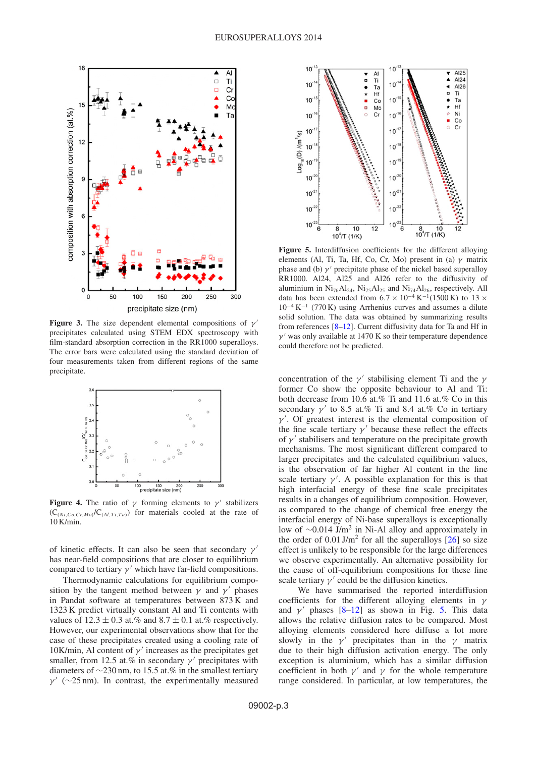**Figure 3.** The size dependent elemental compositions of $\gamma'$ precipitates calculated using STEM EDX spectroscopy with film-standard absorption correction in the RR1000 superalloys. The error bars were calculated using the standard deviation of four measurements taken from different regions of the same precipitate.

**Figure 4.** The ratio of $\gamma$ forming elements to $\gamma'$ stabilizers ($C_{(Ni,Co,Cr,Mo)}/C_{(Al,Ti,Ta)}$) for materials cooled at the rate of 10 K/min.

of kinetic effects. It can also be seen that secondary $\gamma'$ has near-field compositions that are closer to equilibrium compared to tertiary $\gamma'$ which have far-field compositions.

Thermodynamic calculations for equilibrium composition by the tangent method between $\gamma$ and $\gamma'$ phases in Pandat software at temperatures between 873 K and 1323 K predict virtually constant Al and Ti contents with values of $12.3 \pm 0.3$ at.% and $8.7 \pm 0.1$ at.% respectively. However, our experimental observations show that for the case of these precipitates created using a cooling rate of 10K/min, Al content of $\gamma'$ increases as the precipitates get smaller, from 12.5 at.% in secondary $\gamma'$ precipitates with diameters of ~230 nm, to 15.5 at.% in the smallest tertiary $\gamma'$ (~25 nm). In contrast, the experimentally measured concentration of the $\gamma'$ stabilising element Ti and the $\gamma$ former Co show the opposite behaviour to Al and Ti: both decrease from 10.6 at.% Ti and 11.6 at.% Co in this secondary $\gamma'$ to 8.5 at.% Ti and 8.4 at.% Co in tertiary $\gamma'$. Of greatest interest is the elemental composition of the fine scale tertiary $\gamma'$ because these reflect the effects of $\gamma'$ stabilisers and temperature on the precipitate growth mechanisms. The most significant different compared to larger precipitates and the calculated equilibrium values, is the observation of far higher Al content in the fine scale tertiary $\gamma'$. A possible explanation for this is that high interfacial energy of these fine scale precipitates results in a changes of equilibrium composition. However, as compared to the change of chemical free energy the interfacial energy of Ni-base superalloys is exceptionally low of ~0.014 J/m$^2$ in Ni-Al alloy and approximately in the order of 0.01 J/m$^2$ for all the superalloys [26] so size effect is unlikely to be responsible for the large differences we observe experimentally. An alternative possibility for the cause of off-equilibrium compositions for these fine scale tertiary $\gamma'$ could be the diffusion kinetics.

**Figure 5.** Interdiffusion coefficients for the different alloying elements (Al, Ti, Ta, Hf, Co, Cr, Mo) present in (a) $\gamma$ matrix phase and (b) $\gamma'$ precipitate phase of the nickel based superalloy RR1000. Al24, Al25 and Al26 refer to the diffusivity of aluminium in $Ni_{76}Al_{24}$, $Ni_{75}Al_{25}$ and $Ni_{74}Al_{26}$, respectively. All data has been extended from $6.7 \times 10^{-4}$ K$^{-1}$(1500 K) to $13 \times 10^{-4}$ K$^{-1}$ (770 K) using Arrhenius curves and assumes a dilute solid solution. The data was obtained by summarizing results from references [8–12]. Current diffusivity data for Ta and Hf in $\gamma'$ was only available at 1470 K so their temperature dependence could therefore not be predicted.

We have summarised the reported interdiffusion coefficients for the different alloying elements in $\gamma$ and $\gamma'$ phases [8–12] as shown in Fig. 5. This data allows the relative diffusion rates to be compared. Most alloying elements considered here diffuse a lot more slowly in the $\gamma'$ precipitates than in the $\gamma$ matrix due to their high diffusion activation energy. The only exception is aluminium, which has a similar diffusion coefficient in both $\gamma'$ and $\gamma$ for the whole temperature range considered. In particular, at low temperatures, the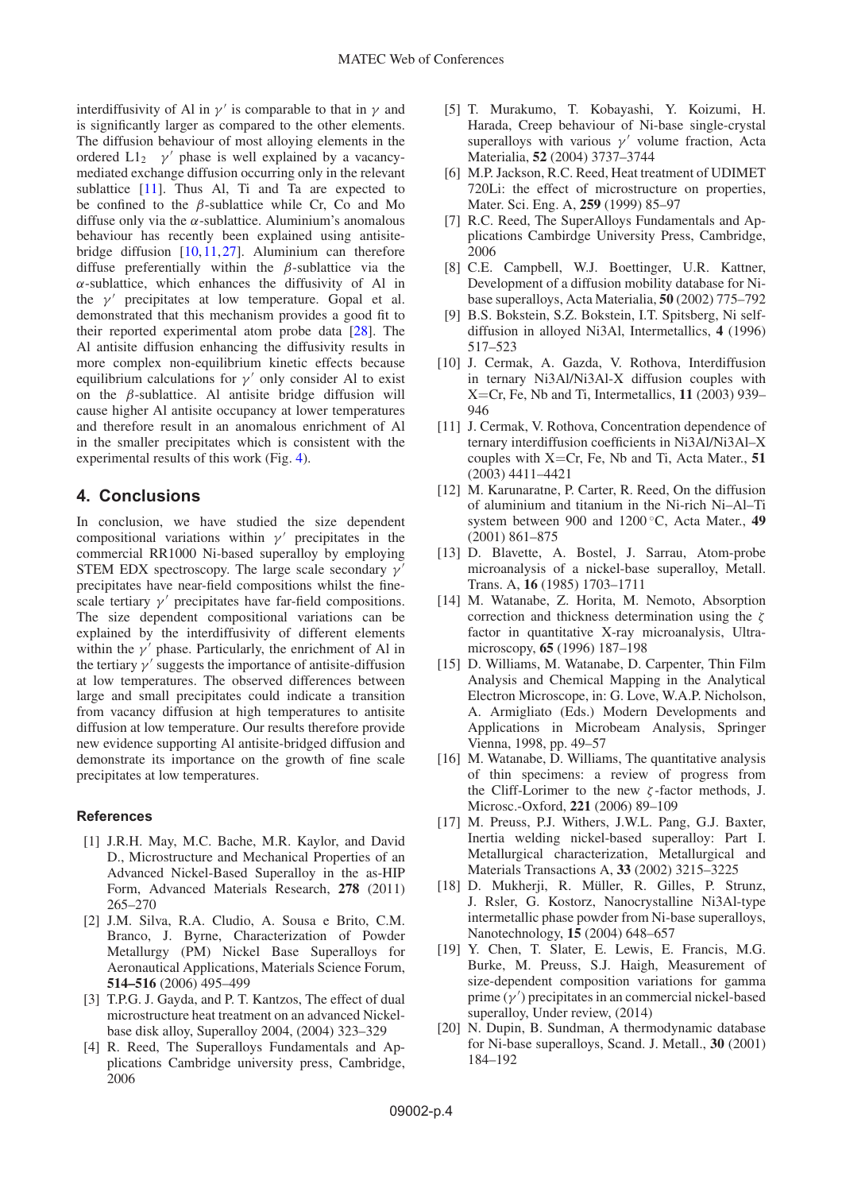interdiffusivity of Al in $\gamma'$ is comparable to that in $\gamma$ and is significantly larger as compared to the other elements. The diffusion behaviour of most alloying elements in the ordered $L1_2$ $\gamma'$ phase is well explained by a vacancy-mediated exchange diffusion occurring only in the relevant sublattice [11]. Thus Al, Ti and Ta are expected to be confined to the $\beta$-sublattice while Cr, Co and Mo diffuse only via the $\alpha$-sublattice. Aluminium's anomalous behaviour has recently been explained using antisite-bridge diffusion [10,11,27]. Aluminium can therefore diffuse preferentially within the $\beta$-sublattice via the $\alpha$-sublattice, which enhances the diffusivity of Al in the $\gamma'$ precipitates at low temperature. Gopal et al. demonstrated that this mechanism provides a good fit to their reported experimental atom probe data [28]. The Al antisite diffusion enhancing the diffusivity results in more complex non-equilibrium kinetic effects because equilibrium calculations for $\gamma'$ only consider Al to exist on the $\beta$-sublattice. Al antisite bridge diffusion will cause higher Al antisite occupancy at lower temperatures and therefore result in an anomalous enrichment of Al in the smaller precipitates which is consistent with the experimental results of this work (Fig. 4).

## 4. Conclusions

In conclusion, we have studied the size dependent compositional variations within $\gamma'$ precipitates in the commercial RR1000 Ni-based superalloy by employing STEM EDX spectroscopy. The large scale secondary $\gamma'$ precipitates have near-field compositions whilst the fine-scale tertiary $\gamma'$ precipitates have far-field compositions. The size dependent compositional variations can be explained by the interdiffusivity of different elements within the $\gamma'$ phase. Particularly, the enrichment of Al in the tertiary $\gamma'$ suggests the importance of antisite-diffusion at low temperatures. The observed differences between large and small precipitates could indicate a transition from vacancy diffusion at high temperatures to antisite diffusion at low temperature. Our results therefore provide new evidence supporting Al antisite-bridged diffusion and demonstrate its importance on the growth of fine scale precipitates at low temperatures.

### References

[1] J.R.H. May, M.C. Bache, M.R. Kaylor, and David D., Microstructure and Mechanical Properties of an Advanced Nickel-Based Superalloy in the as-HIP Form, Advanced Materials Research, **278** (2011) 265–270

[2] J.M. Silva, R.A. Cludio, A. Sousa e Brito, C.M. Branco, J. Byrne, Characterization of Powder Metallurgy (PM) Nickel Base Superalloys for Aeronautical Applications, Materials Science Forum, **514–516** (2006) 495–499

[3] T.P.G. J. Gayda, and P. T. Kantzos, The effect of dual microstructure heat treatment on an advanced Nickel-base disk alloy, Superalloy 2004, (2004) 323–329

[4] R. Reed, The Superalloys Fundamentals and Applications Cambridge university press, Cambridge, 2006

[5] T. Murakumo, T. Kobayashi, Y. Koizumi, H. Harada, Creep behaviour of Ni-base single-crystal superalloys with various $\gamma'$ volume fraction, Acta Materialia, **52** (2004) 3737–3744

[6] M.P. Jackson, R.C. Reed, Heat treatment of UDIMET 720Li: the effect of microstructure on properties, Mater. Sci. Eng. A, **259** (1999) 85–97

[7] R.C. Reed, The SuperAlloys Fundamentals and Applications Cambirdge University Press, Cambridge, 2006

[8] C.E. Campbell, W.J. Boettinger, U.R. Kattner, Development of a diffusion mobility database for Ni-base superalloys, Acta Materialia, **50** (2002) 775–792

[9] B.S. Bokstein, S.Z. Bokstein, I.T. Spitsberg, Ni self-diffusion in alloyed Ni3Al, Intermetallics, **4** (1996) 517–523

[10] J. Cermak, A. Gazda, V. Rothova, Interdiffusion in ternary Ni3Al/Ni3Al-X diffusion couples with X=Cr, Fe, Nb and Ti, Intermetallics, **11** (2003) 939–946

[11] J. Cermak, V. Rothova, Concentration dependence of ternary interdiffusion coefficients in Ni3Al/Ni3Al–X couples with X=Cr, Fe, Nb and Ti, Acta Mater., **51** (2003) 4411–4421

[12] M. Karunaratne, P. Carter, R. Reed, On the diffusion of aluminium and titanium in the Ni-rich Ni–Al–Ti system between 900 and 1200 °C, Acta Mater., **49** (2001) 861–875

[13] D. Blavette, A. Bostel, J. Sarrau, Atom-probe microanalysis of a nickel-base superalloy, Metall. Trans. A, **16** (1985) 1703–1711

[14] M. Watanabe, Z. Horita, M. Nemoto, Absorption correction and thickness determination using the $\zeta$ factor in quantitative X-ray microanalysis, Ultramicroscopy, **65** (1996) 187–198

[15] D. Williams, M. Watanabe, D. Carpenter, Thin Film Analysis and Chemical Mapping in the Analytical Electron Microscope, in: G. Love, W.A.P. Nicholson, A. Armigliato (Eds.) Modern Developments and Applications in Microbeam Analysis, Springer Vienna, 1998, pp. 49–57

[16] M. Watanabe, D. Williams, The quantitative analysis of thin specimens: a review of progress from the Cliff-Lorimer to the new $\zeta$-factor methods, J. Microsc.-Oxford, **221** (2006) 89–109

[17] M. Preuss, P.J. Withers, J.W.L. Pang, G.J. Baxter, Inertia welding nickel-based superalloy: Part I. Metallurgical characterization, Metallurgical and Materials Transactions A, **33** (2002) 3215–3225

[18] D. Mukherji, R. Müller, R. Gilles, P. Strunz, J. Rsler, G. Kostorz, Nanocrystalline Ni3Al-type intermetallic phase powder from Ni-base superalloys, Nanotechnology, **15** (2004) 648–657

[19] Y. Chen, T. Slater, E. Lewis, E. Francis, M.G. Burke, M. Preuss, S.J. Haigh, Measurement of size-dependent composition variations for gamma prime ($\gamma'$) precipitates in an commercial nickel-based superalloy, Under review, (2014)

[20] N. Dupin, B. Sundman, A thermodynamic database for Ni-base superalloys, Scand. J. Metall., **30** (2001) 184–192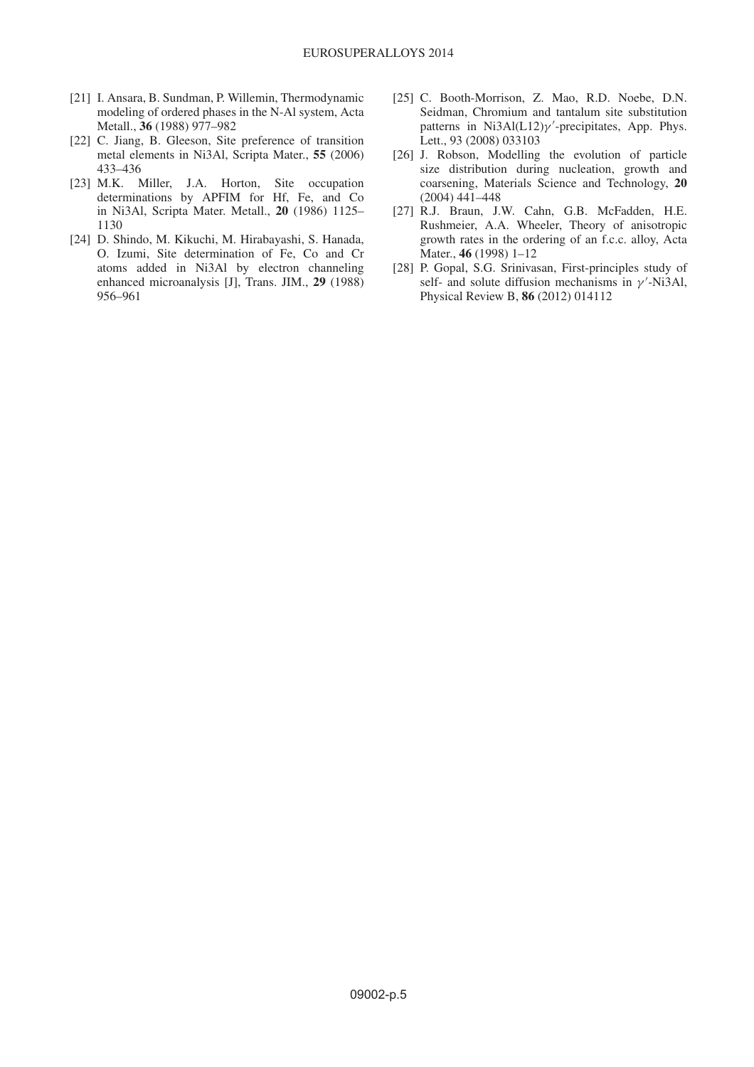[21] I. Ansara, B. Sundman, P. Willemin, Thermodynamic modeling of ordered phases in the N-Al system, Acta Metall., **36** (1988) 977–982

[22] C. Jiang, B. Gleeson, Site preference of transition metal elements in Ni3Al, Scripta Mater., **55** (2006) 433–436

[23] M.K. Miller, J.A. Horton, Site occupation determinations by APFIM for Hf, Fe, and Co in Ni3Al, Scripta Mater. Metall., **20** (1986) 1125–1130

[24] D. Shindo, M. Kikuchi, M. Hirabayashi, S. Hanada, O. Izumi, Site determination of Fe, Co and Cr atoms added in Ni3Al by electron channeling enhanced microanalysis [J], Trans. JIM., **29** (1988) 956–961

[25] C. Booth-Morrison, Z. Mao, R.D. Noebe, D.N. Seidman, Chromium and tantalum site substitution patterns in Ni3Al(L12)$\gamma'$-precipitates, App. Phys. Lett., 93 (2008) 033103

[26] J. Robson, Modelling the evolution of particle size distribution during nucleation, growth and coarsening, Materials Science and Technology, **20** (2004) 441–448

[27] R.J. Braun, J.W. Cahn, G.B. McFadden, H.E. Rushmeier, A.A. Wheeler, Theory of anisotropic growth rates in the ordering of an f.c.c. alloy, Acta Mater., **46** (1998) 1–12

[28] P. Gopal, S.G. Srinivasan, First-principles study of self- and solute diffusion mechanisms in $\gamma'$-Ni3Al, Physical Review B, **86** (2012) 014112